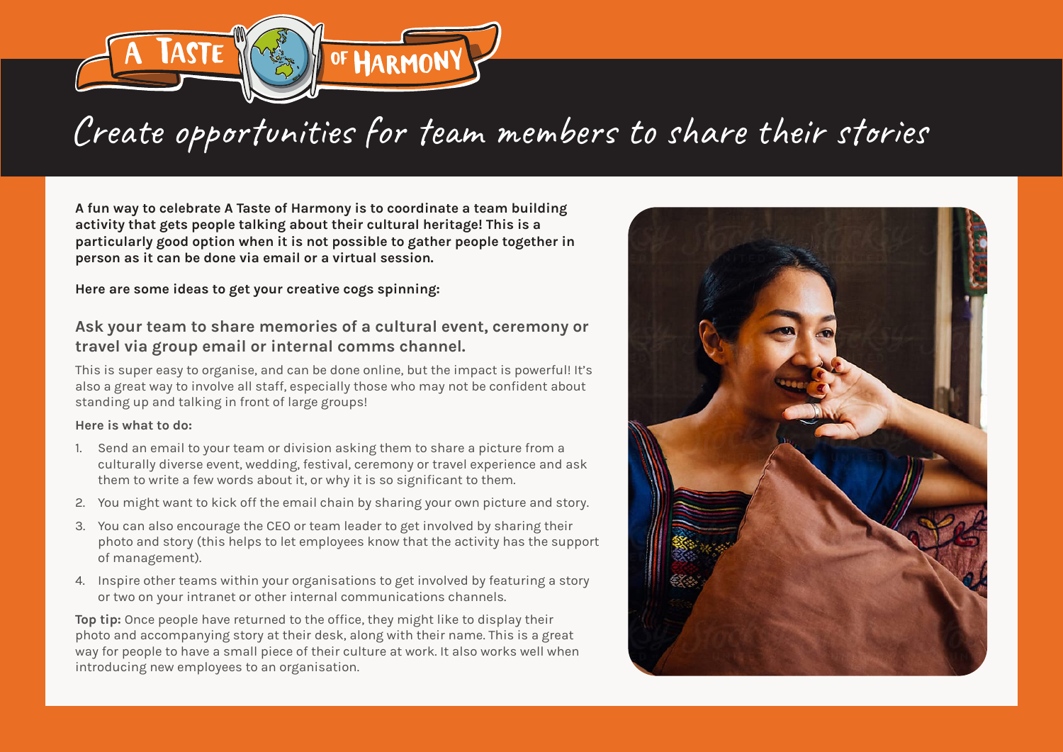A TASTE OF HARMONY

# Create opportunities for team members to share their stories

**A fun way to celebrate A Taste of Harmony is to coordinate a team building activity that gets people talking about their cultural heritage! This is a particularly good option when it is not possible to gather people together in person as it can be done via email or a virtual session.**

**Here are some ideas to get your creative cogs spinning:**

## Ask your team to share memories of a cultural event, ceremony or travel via group email or internal comms channel.

This is super easy to organise, and can be done online, but the impact is powerful! It's also a great way to involve all staff, especially those who may not be confident about standing up and talking in front of large groups!

**Here is what to do:**

1. Send an email to your team or division asking them to share a picture from a culturally diverse event, wedding, festival, ceremony or travel experience and ask them to write a few words about it, or why it is so significant to them.
2. You might want to kick off the email chain by sharing your own picture and story.
3. You can also encourage the CEO or team leader to get involved by sharing their photo and story (this helps to let employees know that the activity has the support of management).
4. Inspire other teams within your organisations to get involved by featuring a story or two on your intranet or other internal communications channels.

**Top tip:** Once people have returned to the office, they might like to display their photo and accompanying story at their desk, along with their name. This is a great way for people to have a small piece of their culture at work. It also works well when introducing new employees to an organisation.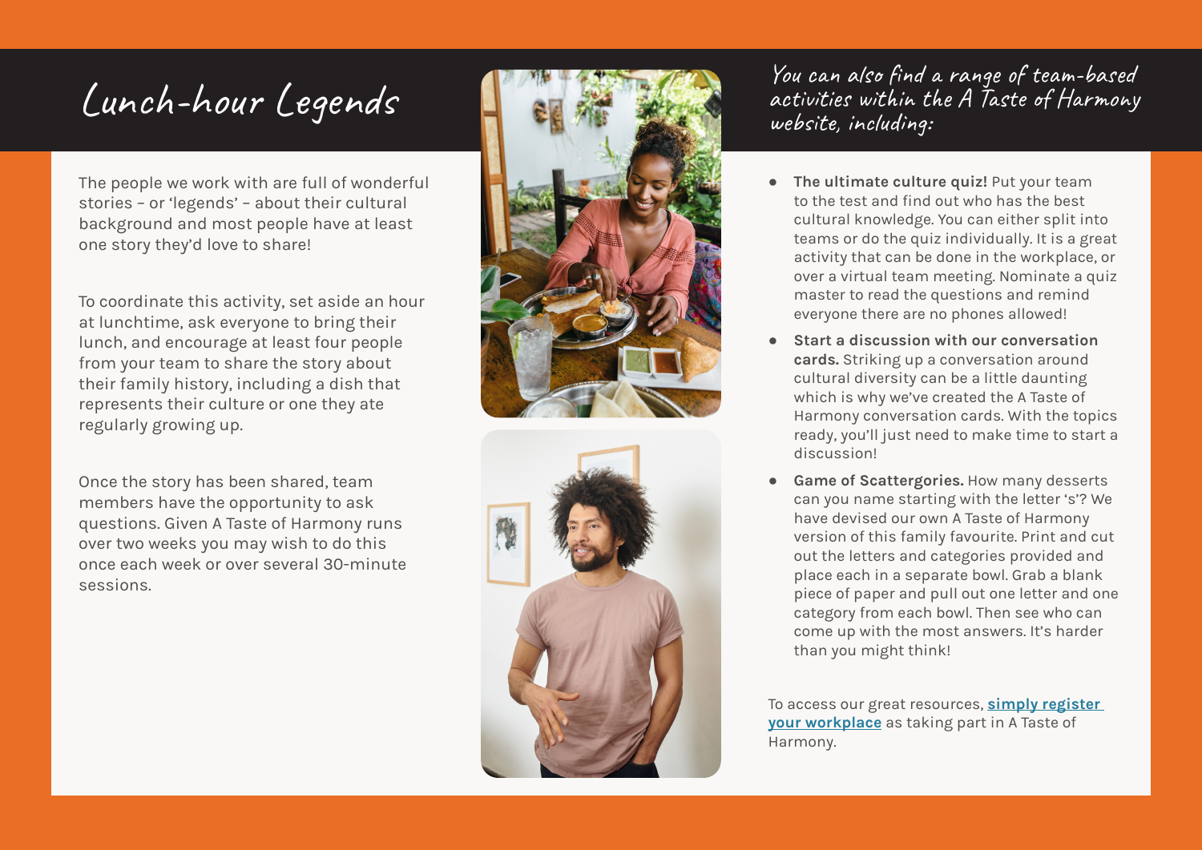# Lunch-hour Legends

The people we work with are full of wonderful stories – or 'legends' – about their cultural background and most people have at least one story they'd love to share!

To coordinate this activity, set aside an hour at lunchtime, ask everyone to bring their lunch, and encourage at least four people from your team to share the story about their family history, including a dish that represents their culture or one they ate regularly growing up.

Once the story has been shared, team members have the opportunity to ask questions. Given A Taste of Harmony runs over two weeks you may wish to do this once each week or over several 30-minute sessions.

*You can also find a range of team-based activities within the A Taste of Harmony website, including:*

- **The ultimate culture quiz!** Put your team to the test and find out who has the best cultural knowledge. You can either split into teams or do the quiz individually. It is a great activity that can be done in the workplace, or over a virtual team meeting. Nominate a quiz master to read the questions and remind everyone there are no phones allowed!
- **Start a discussion with our conversation cards.** Striking up a conversation around cultural diversity can be a little daunting which is why we've created the A Taste of Harmony conversation cards. With the topics ready, you'll just need to make time to start a discussion!
- **Game of Scattergories.** How many desserts can you name starting with the letter 's'? We have devised our own A Taste of Harmony version of this family favourite. Print and cut out the letters and categories provided and place each in a separate bowl. Grab a blank piece of paper and pull out one letter and one category from each bowl. Then see who can come up with the most answers. It's harder than you might think!

To access our great resources, **simply register your workplace** as taking part in A Taste of Harmony.